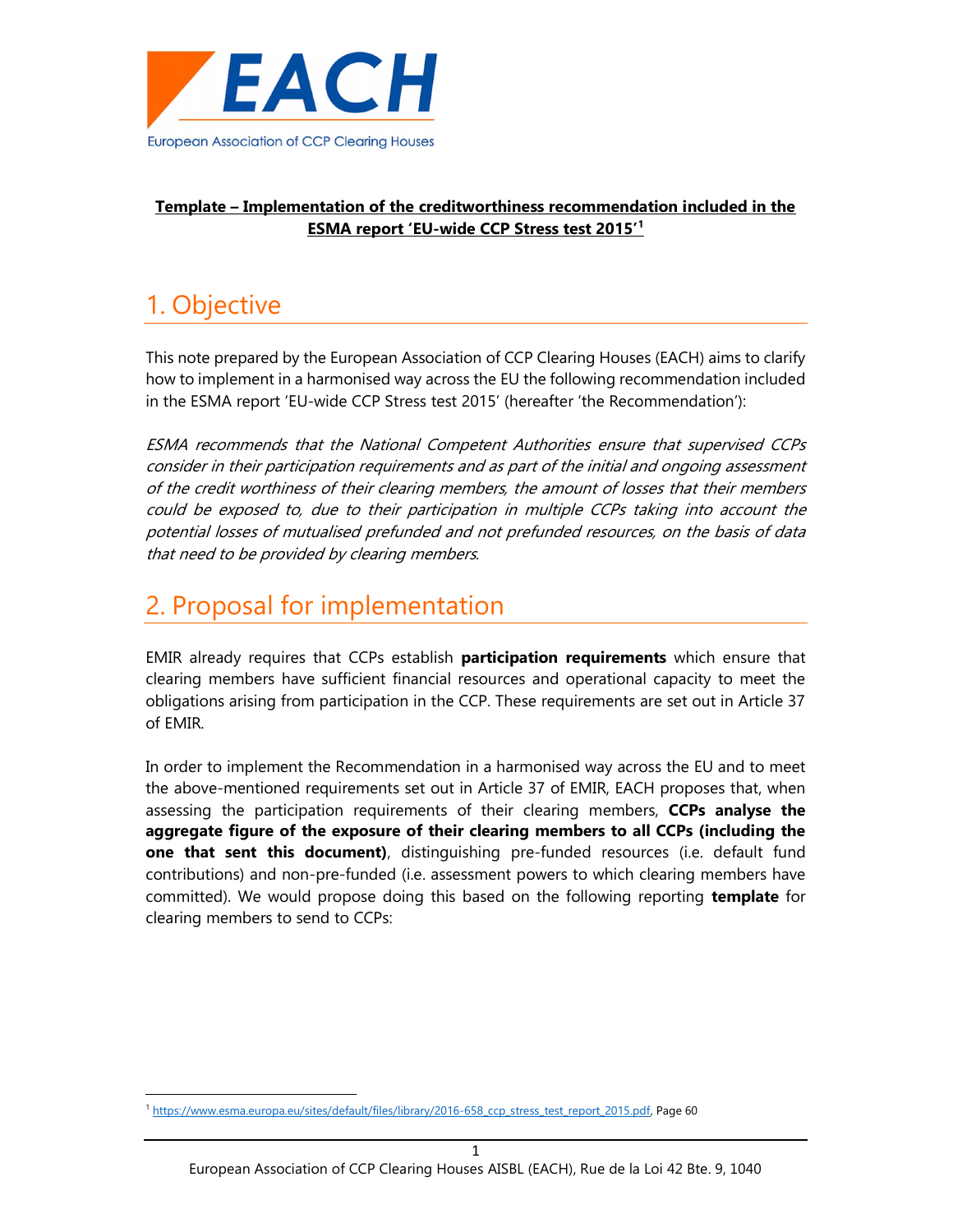EACH

European Association of CCP Clearing Houses

**Template – Implementation of the creditworthiness recommendation included in the ESMA report 'EU-wide CCP Stress test 2015'[1]**

# 1. Objective

This note prepared by the European Association of CCP Clearing Houses (EACH) aims to clarify how to implement in a harmonised way across the EU the following recommendation included in the ESMA report 'EU-wide CCP Stress test 2015' (hereafter 'the Recommendation'):

*ESMA recommends that the National Competent Authorities ensure that supervised CCPs consider in their participation requirements and as part of the initial and ongoing assessment of the credit worthiness of their clearing members, the amount of losses that their members could be exposed to, due to their participation in multiple CCPs taking into account the potential losses of mutualised prefunded and not prefunded resources, on the basis of data that need to be provided by clearing members.*

# 2. Proposal for implementation

EMIR already requires that CCPs establish **participation requirements** which ensure that clearing members have sufficient financial resources and operational capacity to meet the obligations arising from participation in the CCP. These requirements are set out in Article 37 of EMIR.

In order to implement the Recommendation in a harmonised way across the EU and to meet the above-mentioned requirements set out in Article 37 of EMIR, EACH proposes that, when assessing the participation requirements of their clearing members, **CCPs analyse the aggregate figure of the exposure of their clearing members to all CCPs (including the one that sent this document)**, distinguishing pre-funded resources (i.e. default fund contributions) and non-pre-funded (i.e. assessment powers to which clearing members have committed). We would propose doing this based on the following reporting **template** for clearing members to send to CCPs:

[1] https://www.esma.europa.eu/sites/default/files/library/2016-658_ccp_stress_test_report_2015.pdf, Page 60

European Association of CCP Clearing Houses AISBL (EACH), Rue de la Loi 42 Bte. 9, 1040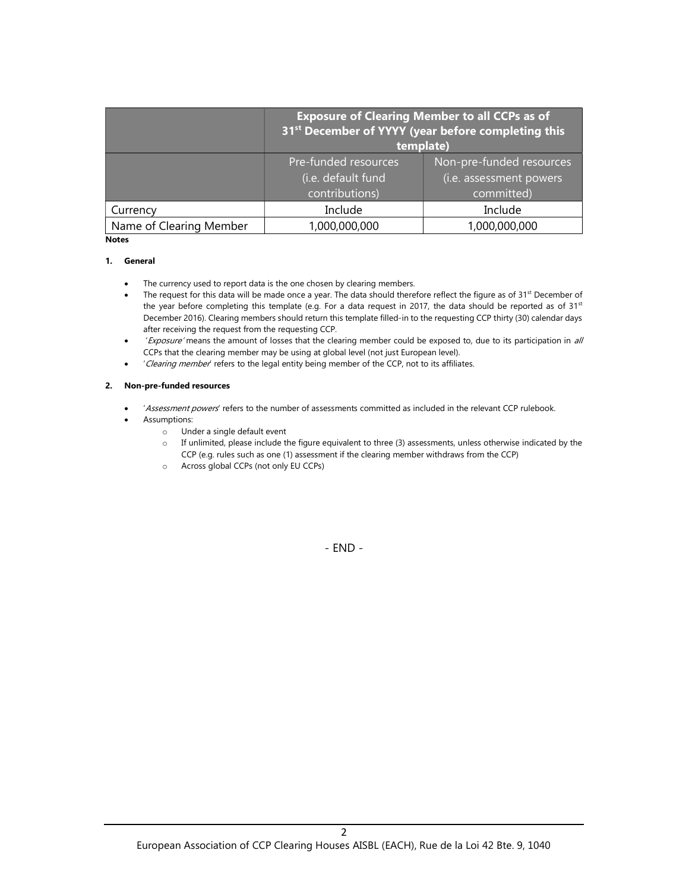| | Exposure of Clearing Member to all CCPs as of 31st December of YYYY (year before completing this template) | |
|---|---|---|
| | Pre-funded resources (i.e. default fund contributions) | Non-pre-funded resources (i.e. assessment powers committed) |
| Currency | Include | Include |
| Name of Clearing Member | 1,000,000,000 | 1,000,000,000 |

**Notes**

**1. General**

- The currency used to report data is the one chosen by clearing members.
- The request for this data will be made once a year. The data should therefore reflect the figure as of 31st December of the year before completing this template (e.g. For a data request in 2017, the data should be reported as of 31st December 2016). Clearing members should return this template filled-in to the requesting CCP thirty (30) calendar days after receiving the request from the requesting CCP.
- '*Exposure*' means the amount of losses that the clearing member could be exposed to, due to its participation in *all* CCPs that the clearing member may be using at global level (not just European level).
- '*Clearing member*' refers to the legal entity being member of the CCP, not to its affiliates.

**2. Non-pre-funded resources**

- '*Assessment powers*' refers to the number of assessments committed as included in the relevant CCP rulebook.
- Assumptions:
  - Under a single default event
  - If unlimited, please include the figure equivalent to three (3) assessments, unless otherwise indicated by the CCP (e.g. rules such as one (1) assessment if the clearing member withdraws from the CCP)
  - Across global CCPs (not only EU CCPs)

- END -